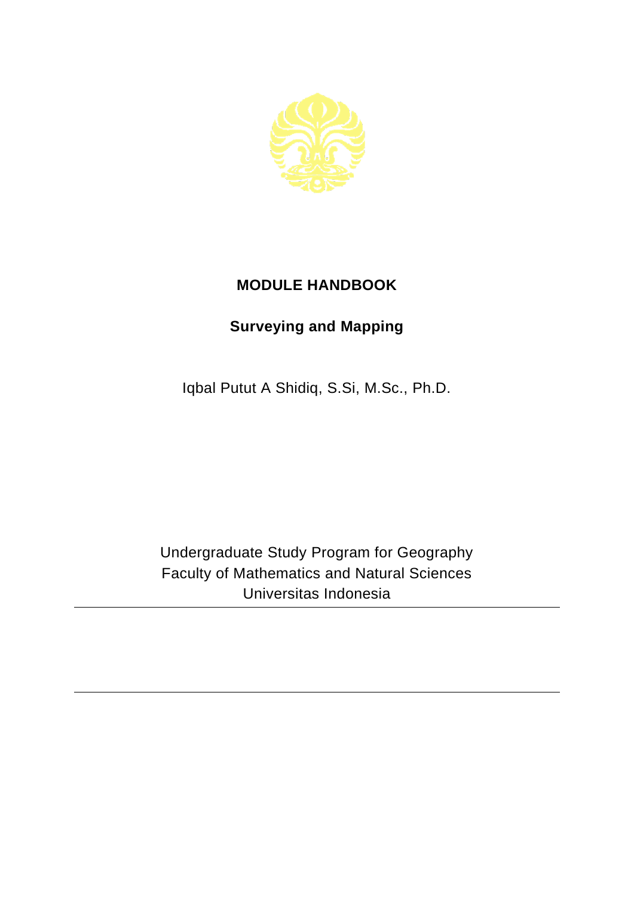# MODULE HANDBOOK

## Surveying and Mapping

Iqbal Putut A Shidiq, S.Si, M.Sc., Ph.D.

Undergraduate Study Program for Geography
Faculty of Mathematics and Natural Sciences
Universitas Indonesia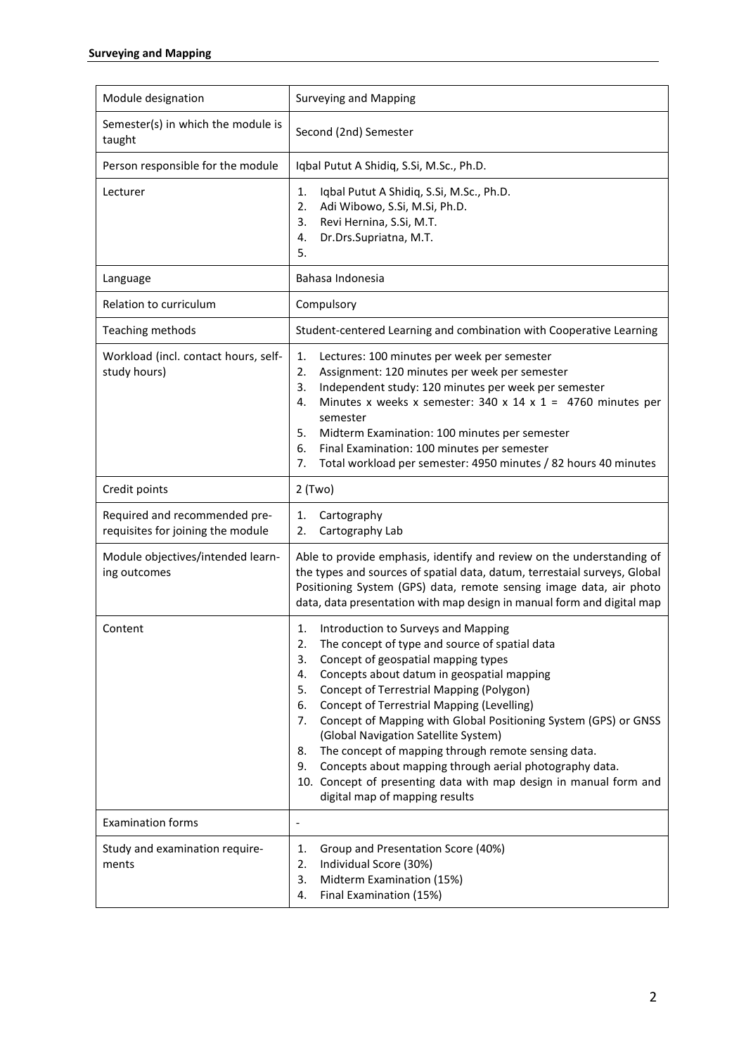| Module designation | Surveying and Mapping |
|---|---|
| Semester(s) in which the module is taught | Second (2nd) Semester |
| Person responsible for the module | Iqbal Putut A Shidiq, S.Si, M.Sc., Ph.D. |
| Lecturer | 1. Iqbal Putut A Shidiq, S.Si, M.Sc., Ph.D.<br>2. Adi Wibowo, S.Si, M.Si, Ph.D.<br>3. Revi Hernina, S.Si, M.T.<br>4. Dr.Drs.Supriatna, M.T.<br>5. |
| Language | Bahasa Indonesia |
| Relation to curriculum | Compulsory |
| Teaching methods | Student-centered Learning and combination with Cooperative Learning |
| Workload (incl. contact hours, self-study hours) | 1. Lectures: 100 minutes per week per semester<br>2. Assignment: 120 minutes per week per semester<br>3. Independent study: 120 minutes per week per semester<br>4. Minutes x weeks x semester: 340 x 14 x 1 = 4760 minutes per semester<br>5. Midterm Examination: 100 minutes per semester<br>6. Final Examination: 100 minutes per semester<br>7. Total workload per semester: 4950 minutes / 82 hours 40 minutes |
| Credit points | 2 (Two) |
| Required and recommended pre-requisites for joining the module | 1. Cartography<br>2. Cartography Lab |
| Module objectives/intended learning outcomes | Able to provide emphasis, identify and review on the understanding of the types and sources of spatial data, datum, terrestaial surveys, Global Positioning System (GPS) data, remote sensing image data, air photo data, data presentation with map design in manual form and digital map |
| Content | 1. Introduction to Surveys and Mapping<br>2. The concept of type and source of spatial data<br>3. Concept of geospatial mapping types<br>4. Concepts about datum in geospatial mapping<br>5. Concept of Terrestrial Mapping (Polygon)<br>6. Concept of Terrestrial Mapping (Levelling)<br>7. Concept of Mapping with Global Positioning System (GPS) or GNSS (Global Navigation Satellite System)<br>8. The concept of mapping through remote sensing data.<br>9. Concepts about mapping through aerial photography data.<br>10. Concept of presenting data with map design in manual form and digital map of mapping results |
| Examination forms | - |
| Study and examination requirements | 1. Group and Presentation Score (40%)<br>2. Individual Score (30%)<br>3. Midterm Examination (15%)<br>4. Final Examination (15%) |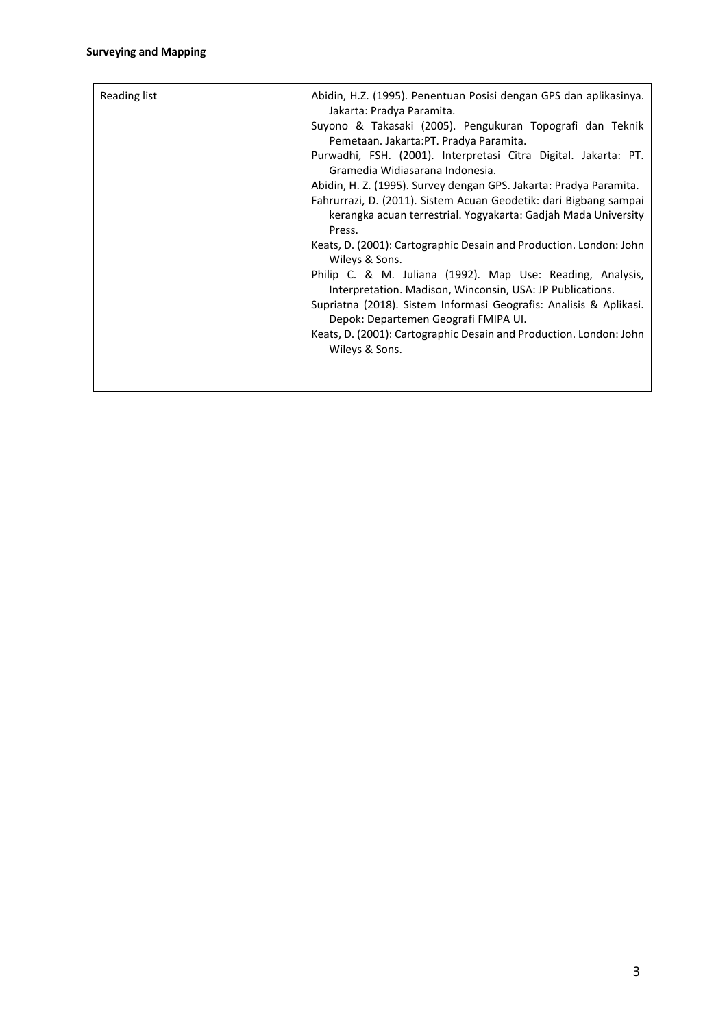| | |
|---|---|
| Reading list | Abidin, H.Z. (1995). Penentuan Posisi dengan GPS dan aplikasinya. Jakarta: Pradya Paramita.<br>Suyono & Takasaki (2005). Pengukuran Topografi dan Teknik Pemetaan. Jakarta:PT. Pradya Paramita.<br>Purwadhi, FSH. (2001). Interpretasi Citra Digital. Jakarta: PT. Gramedia Widiasarana Indonesia.<br>Abidin, H. Z. (1995). Survey dengan GPS. Jakarta: Pradya Paramita.<br>Fahrurrazi, D. (2011). Sistem Acuan Geodetik: dari Bigbang sampai kerangka acuan terrestrial. Yogyakarta: Gadjah Mada University Press.<br>Keats, D. (2001): Cartographic Desain and Production. London: John Wileys & Sons.<br>Philip C. & M. Juliana (1992). Map Use: Reading, Analysis, Interpretation. Madison, Winconsin, USA: JP Publications.<br>Supriatna (2018). Sistem Informasi Geografis: Analisis & Aplikasi. Depok: Departemen Geografi FMIPA UI.<br>Keats, D. (2001): Cartographic Desain and Production. London: John Wileys & Sons. |